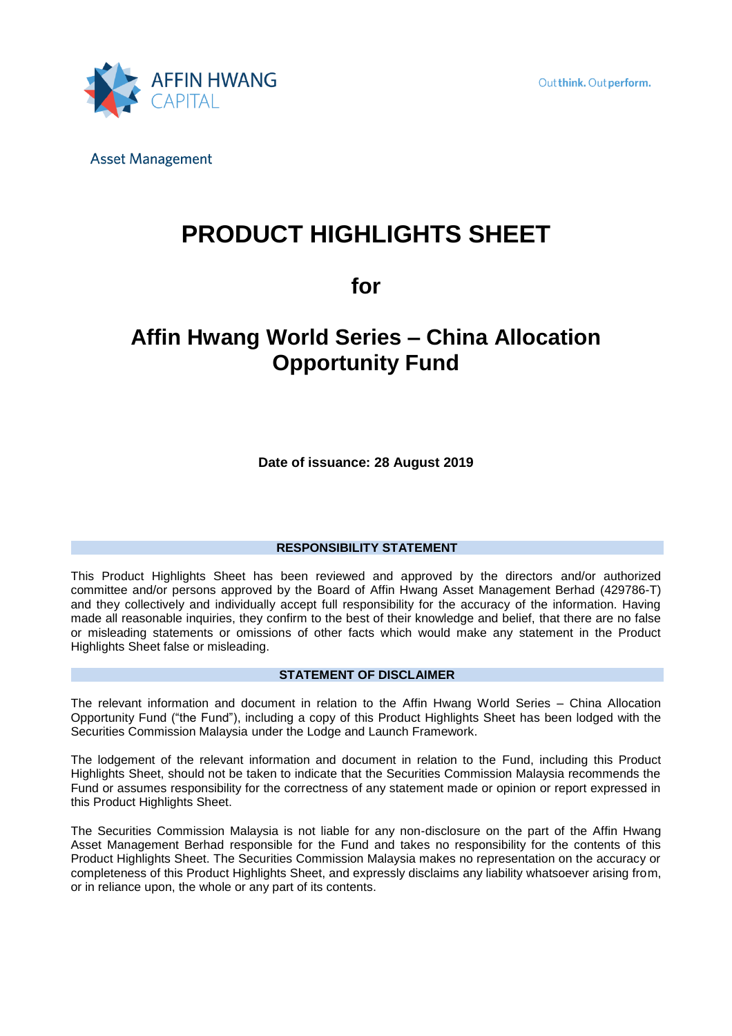AFFIN HWANG CAPITAL

Asset Management

Outthink. Outperform.

# PRODUCT HIGHLIGHTS SHEET

## for

# Affin Hwang World Series – China Allocation Opportunity Fund

**Date of issuance: 28 August 2019**

### RESPONSIBILITY STATEMENT

This Product Highlights Sheet has been reviewed and approved by the directors and/or authorized committee and/or persons approved by the Board of Affin Hwang Asset Management Berhad (429786-T) and they collectively and individually accept full responsibility for the accuracy of the information. Having made all reasonable inquiries, they confirm to the best of their knowledge and belief, that there are no false or misleading statements or omissions of other facts which would make any statement in the Product Highlights Sheet false or misleading.

### STATEMENT OF DISCLAIMER

The relevant information and document in relation to the Affin Hwang World Series – China Allocation Opportunity Fund ("the Fund"), including a copy of this Product Highlights Sheet has been lodged with the Securities Commission Malaysia under the Lodge and Launch Framework.

The lodgement of the relevant information and document in relation to the Fund, including this Product Highlights Sheet, should not be taken to indicate that the Securities Commission Malaysia recommends the Fund or assumes responsibility for the correctness of any statement made or opinion or report expressed in this Product Highlights Sheet.

The Securities Commission Malaysia is not liable for any non-disclosure on the part of the Affin Hwang Asset Management Berhad responsible for the Fund and takes no responsibility for the contents of this Product Highlights Sheet. The Securities Commission Malaysia makes no representation on the accuracy or completeness of this Product Highlights Sheet, and expressly disclaims any liability whatsoever arising from, or in reliance upon, the whole or any part of its contents.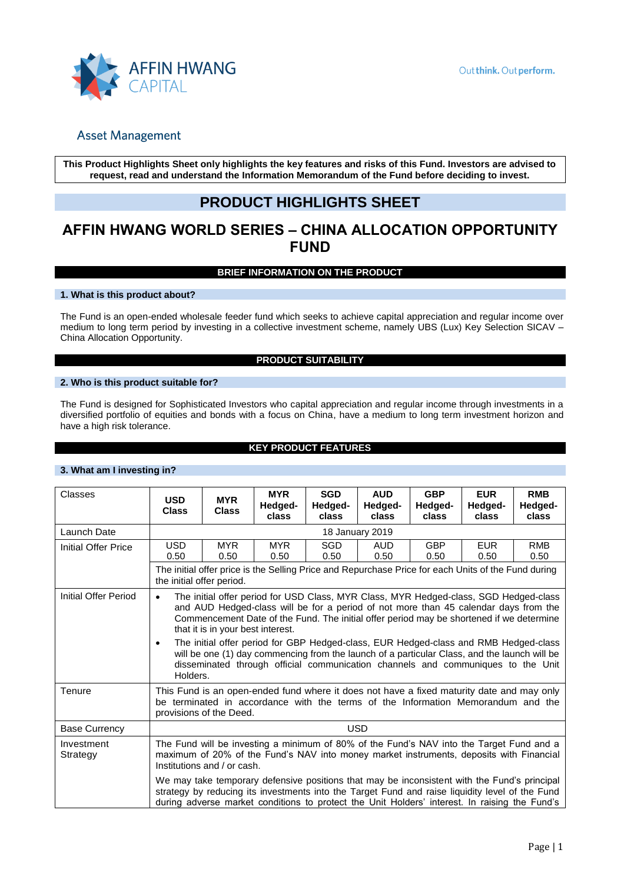AFFIN HWANG CAPITAL

Asset Management

**This Product Highlights Sheet only highlights the key features and risks of this Fund. Investors are advised to request, read and understand the Information Memorandum of the Fund before deciding to invest.**

# PRODUCT HIGHLIGHTS SHEET

# AFFIN HWANG WORLD SERIES – CHINA ALLOCATION OPPORTUNITY FUND

## BRIEF INFORMATION ON THE PRODUCT

### 1. What is this product about?

The Fund is an open-ended wholesale feeder fund which seeks to achieve capital appreciation and regular income over medium to long term period by investing in a collective investment scheme, namely UBS (Lux) Key Selection SICAV – China Allocation Opportunity.

## PRODUCT SUITABILITY

### 2. Who is this product suitable for?

The Fund is designed for Sophisticated Investors who capital appreciation and regular income through investments in a diversified portfolio of equities and bonds with a focus on China, have a medium to long term investment horizon and have a high risk tolerance.

## KEY PRODUCT FEATURES

### 3. What am I investing in?

| Classes | **USD Class** | **MYR Class** | **MYR Hedged-class** | **SGD Hedged-class** | **AUD Hedged-class** | **GBP Hedged-class** | **EUR Hedged-class** | **RMB Hedged-class** |
|---|---|---|---|---|---|---|---|---|
| Launch Date | 18 January 2019 | | | | | | | |
| Initial Offer Price | USD 0.50 | MYR 0.50 | MYR 0.50 | SGD 0.50 | AUD 0.50 | GBP 0.50 | EUR 0.50 | RMB 0.50 |
| | The initial offer price is the Selling Price and Repurchase Price for each Units of the Fund during the initial offer period. | | | | | | | |
| Initial Offer Period | • The initial offer period for USD Class, MYR Class, MYR Hedged-class, SGD Hedged-class and AUD Hedged-class will be for a period of not more than 45 calendar days from the Commencement Date of the Fund. The initial offer period may be shortened if we determine that it is in your best interest.<br>• The initial offer period for GBP Hedged-class, EUR Hedged-class and RMB Hedged-class will be one (1) day commencing from the launch of a particular Class, and the launch will be disseminated through official communication channels and communiques to the Unit Holders. | | | | | | | |
| Tenure | This Fund is an open-ended fund where it does not have a fixed maturity date and may only be terminated in accordance with the terms of the Information Memorandum and the provisions of the Deed. | | | | | | | |
| Base Currency | USD | | | | | | | |
| Investment Strategy | The Fund will be investing a minimum of 80% of the Fund's NAV into the Target Fund and a maximum of 20% of the Fund's NAV into money market instruments, deposits with Financial Institutions and / or cash.<br><br>We may take temporary defensive positions that may be inconsistent with the Fund's principal strategy by reducing its investments into the Target Fund and raise liquidity level of the Fund during adverse market conditions to protect the Unit Holders' interest. In raising the Fund's | | | | | | | |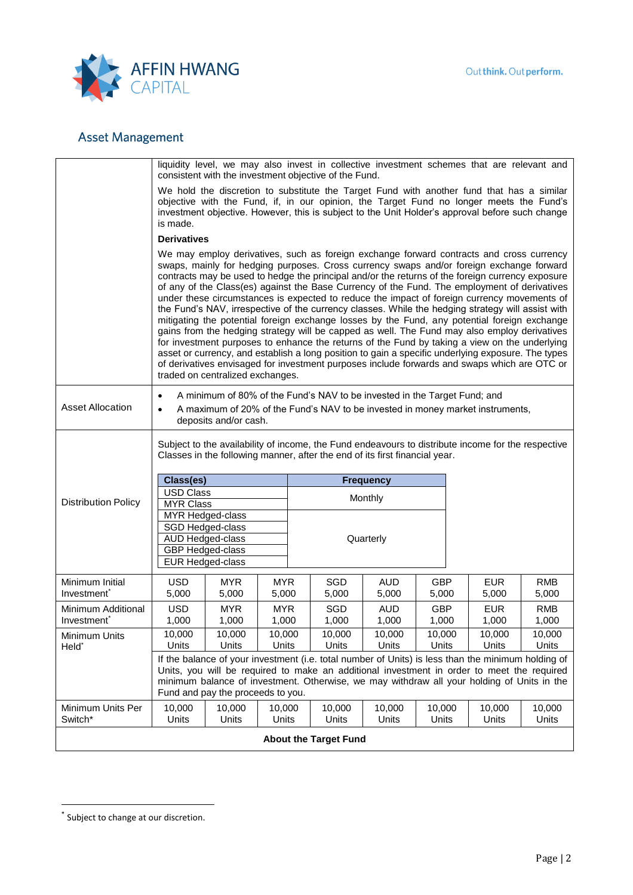| | | | | | | | | |
|---|---|---|---|---|---|---|---|---|
| | liquidity level, we may also invest in collective investment schemes that are relevant and consistent with the investment objective of the Fund.<br><br>We hold the discretion to substitute the Target Fund with another fund that has a similar objective with the Fund, if, in our opinion, the Target Fund no longer meets the Fund's investment objective. However, this is subject to the Unit Holder's approval before such change is made.<br><br>**Derivatives**<br><br>We may employ derivatives, such as foreign exchange forward contracts and cross currency swaps, mainly for hedging purposes. Cross currency swaps and/or foreign exchange forward contracts may be used to hedge the principal and/or the returns of the foreign currency exposure of any of the Class(es) against the Base Currency of the Fund. The employment of derivatives under these circumstances is expected to reduce the impact of foreign currency movements of the Fund's NAV, irrespective of the currency classes. While the hedging strategy will assist with mitigating the potential foreign exchange losses by the Fund, any potential foreign exchange gains from the hedging strategy will be capped as well. The Fund may also employ derivatives for investment purposes to enhance the returns of the Fund by taking a view on the underlying asset or currency, and establish a long position to gain a specific underlying exposure. The types of derivatives envisaged for investment purposes include forwards and swaps which are OTC or traded on centralized exchanges. | | | | | | | |
| Asset Allocation | • A minimum of 80% of the Fund's NAV to be invested in the Target Fund; and<br>• A maximum of 20% of the Fund's NAV to be invested in money market instruments, deposits and/or cash. | | | | | | | |
| Distribution Policy | Subject to the availability of income, the Fund endeavours to distribute income for the respective Classes in the following manner, after the end of its first financial year.<br><br>**Class(es)** / **Frequency**:<br>USD Class, MYR Class – Monthly<br>MYR Hedged-class, SGD Hedged-class, AUD Hedged-class, GBP Hedged-class, EUR Hedged-class – Quarterly | | | | | | | |
| Minimum Initial Investment* | USD 5,000 | MYR 5,000 | MYR 5,000 | SGD 5,000 | AUD 5,000 | GBP 5,000 | EUR 5,000 | RMB 5,000 |
| Minimum Additional Investment* | USD 1,000 | MYR 1,000 | MYR 1,000 | SGD 1,000 | AUD 1,000 | GBP 1,000 | EUR 1,000 | RMB 1,000 |
| Minimum Units Held* | 10,000 Units | 10,000 Units | 10,000 Units | 10,000 Units | 10,000 Units | 10,000 Units | 10,000 Units | 10,000 Units |
| | If the balance of your investment (i.e. total number of Units) is less than the minimum holding of Units, you will be required to make an additional investment in order to meet the required minimum balance of investment. Otherwise, we may withdraw all your holding of Units in the Fund and pay the proceeds to you. | | | | | | | |
| Minimum Units Per Switch* | 10,000 Units | 10,000 Units | 10,000 Units | 10,000 Units | 10,000 Units | 10,000 Units | 10,000 Units | 10,000 Units |
| **About the Target Fund** | | | | | | | | |

* Subject to change at our discretion.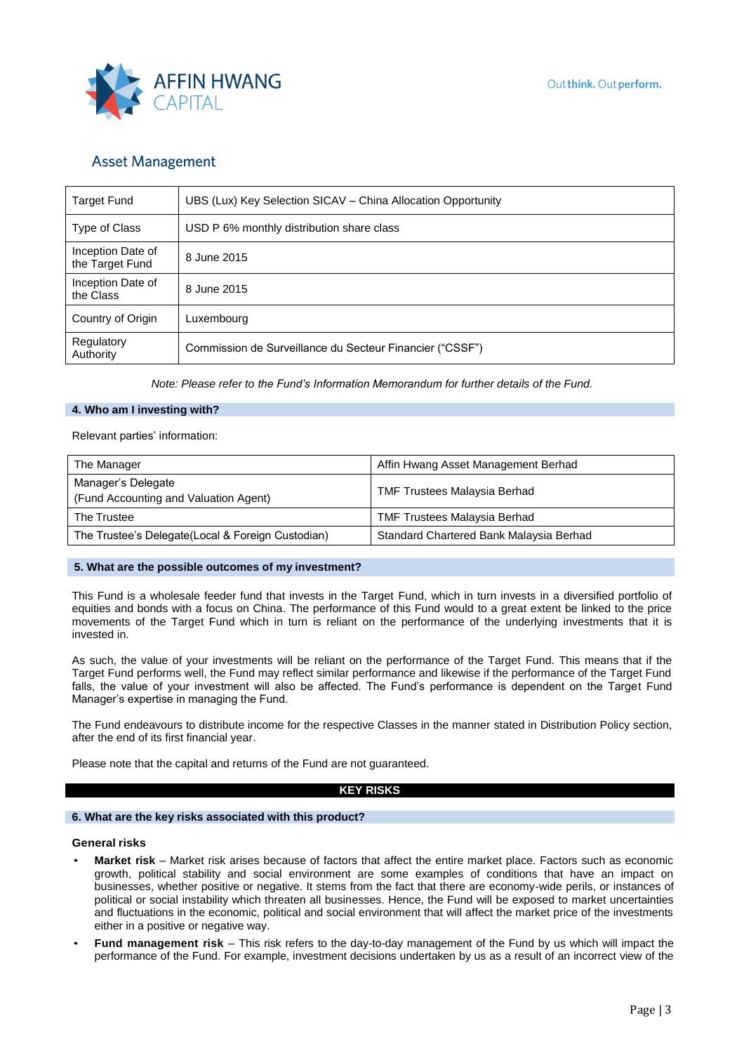| Target Fund | UBS (Lux) Key Selection SICAV – China Allocation Opportunity |
|---|---|
| Type of Class | USD P 6% monthly distribution share class |
| Inception Date of the Target Fund | 8 June 2015 |
| Inception Date of the Class | 8 June 2015 |
| Country of Origin | Luxembourg |
| Regulatory Authority | Commission de Surveillance du Secteur Financier ("CSSF") |

*Note: Please refer to the Fund's Information Memorandum for further details of the Fund.*

### 4. Who am I investing with?

Relevant parties' information:

| The Manager | Affin Hwang Asset Management Berhad |
|---|---|
| Manager's Delegate (Fund Accounting and Valuation Agent) | TMF Trustees Malaysia Berhad |
| The Trustee | TMF Trustees Malaysia Berhad |
| The Trustee's Delegate(Local & Foreign Custodian) | Standard Chartered Bank Malaysia Berhad |

### 5. What are the possible outcomes of my investment?

This Fund is a wholesale feeder fund that invests in the Target Fund, which in turn invests in a diversified portfolio of equities and bonds with a focus on China. The performance of this Fund would to a great extent be linked to the price movements of the Target Fund which in turn is reliant on the performance of the underlying investments that it is invested in.

As such, the value of your investments will be reliant on the performance of the Target Fund. This means that if the Target Fund performs well, the Fund may reflect similar performance and likewise if the performance of the Target Fund falls, the value of your investment will also be affected. The Fund's performance is dependent on the Target Fund Manager's expertise in managing the Fund.

The Fund endeavours to distribute income for the respective Classes in the manner stated in Distribution Policy section, after the end of its first financial year.

Please note that the capital and returns of the Fund are not guaranteed.

## KEY RISKS

### 6. What are the key risks associated with this product?

**General risks**

- **Market risk** – Market risk arises because of factors that affect the entire market place. Factors such as economic growth, political stability and social environment are some examples of conditions that have an impact on businesses, whether positive or negative. It stems from the fact that there are economy-wide perils, or instances of political or social instability which threaten all businesses. Hence, the Fund will be exposed to market uncertainties and fluctuations in the economic, political and social environment that will affect the market price of the investments either in a positive or negative way.
- **Fund management risk** – This risk refers to the day-to-day management of the Fund by us which will impact the performance of the Fund. For example, investment decisions undertaken by us as a result of an incorrect view of the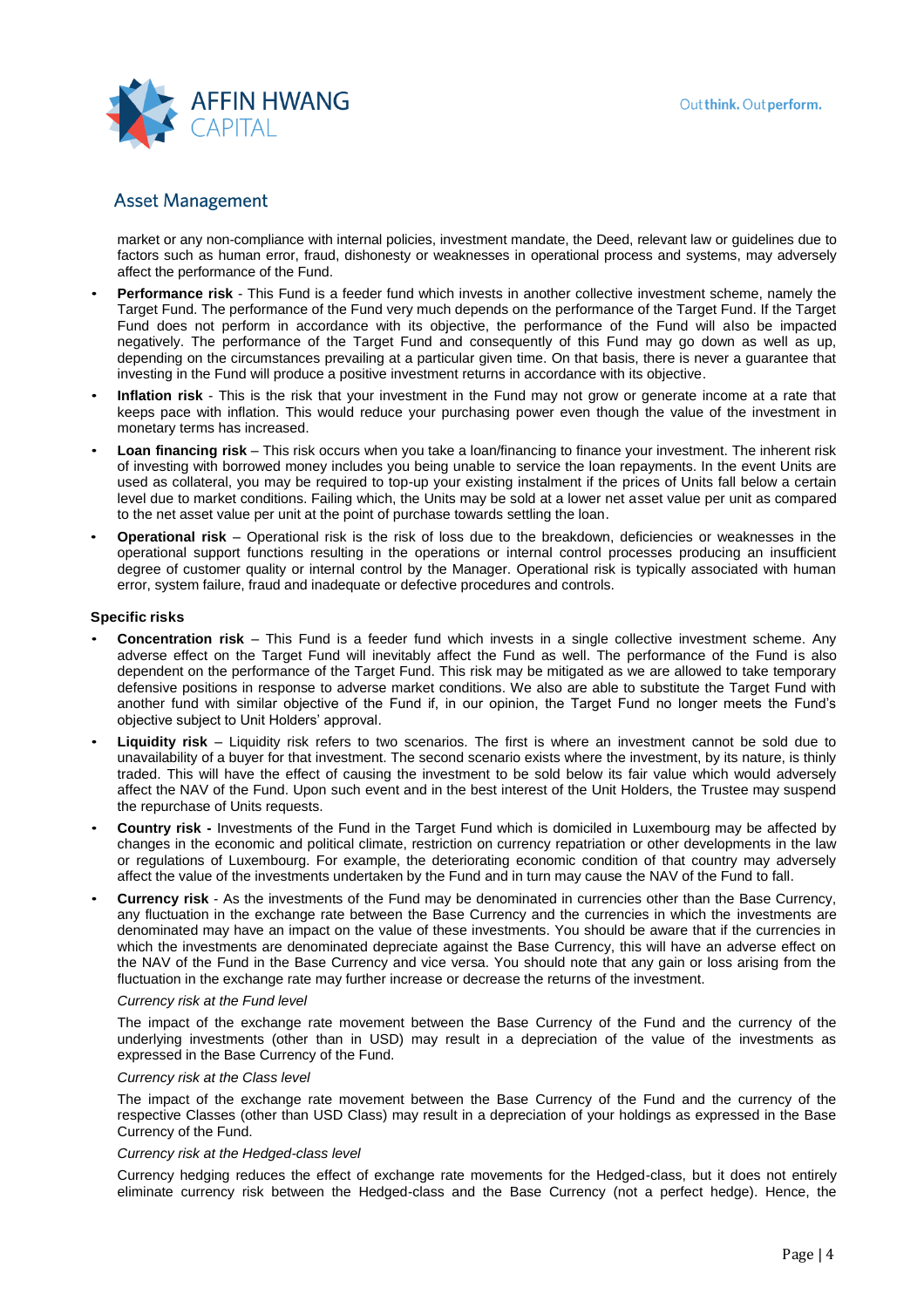market or any non-compliance with internal policies, investment mandate, the Deed, relevant law or guidelines due to factors such as human error, fraud, dishonesty or weaknesses in operational process and systems, may adversely affect the performance of the Fund.

- **Performance risk** - This Fund is a feeder fund which invests in another collective investment scheme, namely the Target Fund. The performance of the Fund very much depends on the performance of the Target Fund. If the Target Fund does not perform in accordance with its objective, the performance of the Fund will also be impacted negatively. The performance of the Target Fund and consequently of this Fund may go down as well as up, depending on the circumstances prevailing at a particular given time. On that basis, there is never a guarantee that investing in the Fund will produce a positive investment returns in accordance with its objective.
- **Inflation risk** - This is the risk that your investment in the Fund may not grow or generate income at a rate that keeps pace with inflation. This would reduce your purchasing power even though the value of the investment in monetary terms has increased.
- **Loan financing risk** – This risk occurs when you take a loan/financing to finance your investment. The inherent risk of investing with borrowed money includes you being unable to service the loan repayments. In the event Units are used as collateral, you may be required to top-up your existing instalment if the prices of Units fall below a certain level due to market conditions. Failing which, the Units may be sold at a lower net asset value per unit as compared to the net asset value per unit at the point of purchase towards settling the loan.
- **Operational risk** – Operational risk is the risk of loss due to the breakdown, deficiencies or weaknesses in the operational support functions resulting in the operations or internal control processes producing an insufficient degree of customer quality or internal control by the Manager. Operational risk is typically associated with human error, system failure, fraud and inadequate or defective procedures and controls.

**Specific risks**

- **Concentration risk** – This Fund is a feeder fund which invests in a single collective investment scheme. Any adverse effect on the Target Fund will inevitably affect the Fund as well. The performance of the Fund is also dependent on the performance of the Target Fund. This risk may be mitigated as we are allowed to take temporary defensive positions in response to adverse market conditions. We also are able to substitute the Target Fund with another fund with similar objective of the Fund if, in our opinion, the Target Fund no longer meets the Fund's objective subject to Unit Holders' approval.
- **Liquidity risk** – Liquidity risk refers to two scenarios. The first is where an investment cannot be sold due to unavailability of a buyer for that investment. The second scenario exists where the investment, by its nature, is thinly traded. This will have the effect of causing the investment to be sold below its fair value which would adversely affect the NAV of the Fund. Upon such event and in the best interest of the Unit Holders, the Trustee may suspend the repurchase of Units requests.
- **Country risk -** Investments of the Fund in the Target Fund which is domiciled in Luxembourg may be affected by changes in the economic and political climate, restriction on currency repatriation or other developments in the law or regulations of Luxembourg. For example, the deteriorating economic condition of that country may adversely affect the value of the investments undertaken by the Fund and in turn may cause the NAV of the Fund to fall.
- **Currency risk** - As the investments of the Fund may be denominated in currencies other than the Base Currency, any fluctuation in the exchange rate between the Base Currency and the currencies in which the investments are denominated may have an impact on the value of these investments. You should be aware that if the currencies in which the investments are denominated depreciate against the Base Currency, this will have an adverse effect on the NAV of the Fund in the Base Currency and vice versa. You should note that any gain or loss arising from the fluctuation in the exchange rate may further increase or decrease the returns of the investment.

  *Currency risk at the Fund level*

  The impact of the exchange rate movement between the Base Currency of the Fund and the currency of the underlying investments (other than in USD) may result in a depreciation of the value of the investments as expressed in the Base Currency of the Fund.

  *Currency risk at the Class level*

  The impact of the exchange rate movement between the Base Currency of the Fund and the currency of the respective Classes (other than USD Class) may result in a depreciation of your holdings as expressed in the Base Currency of the Fund.

  *Currency risk at the Hedged-class level*

  Currency hedging reduces the effect of exchange rate movements for the Hedged-class, but it does not entirely eliminate currency risk between the Hedged-class and the Base Currency (not a perfect hedge). Hence, the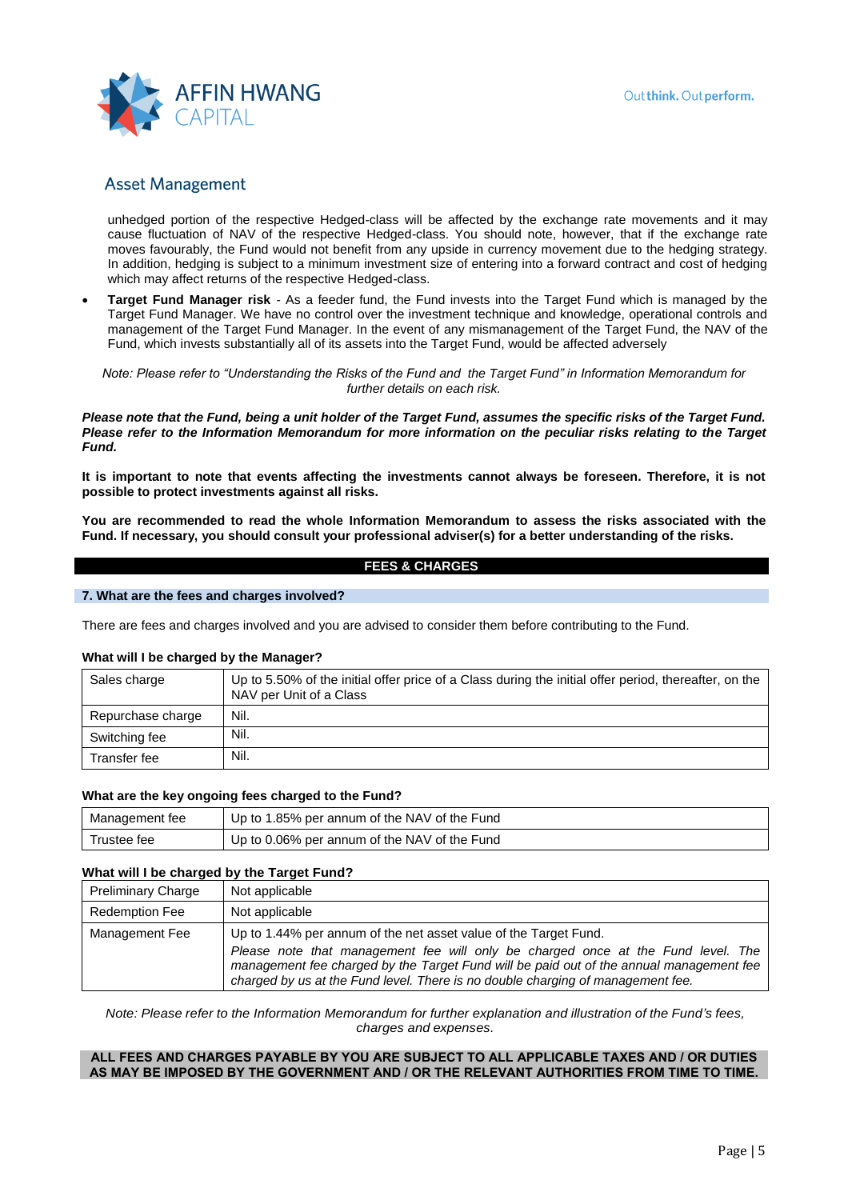unhedged portion of the respective Hedged-class will be affected by the exchange rate movements and it may cause fluctuation of NAV of the respective Hedged-class. You should note, however, that if the exchange rate moves favourably, the Fund would not benefit from any upside in currency movement due to the hedging strategy. In addition, hedging is subject to a minimum investment size of entering into a forward contract and cost of hedging which may affect returns of the respective Hedged-class.

- **Target Fund Manager risk** - As a feeder fund, the Fund invests into the Target Fund which is managed by the Target Fund Manager. We have no control over the investment technique and knowledge, operational controls and management of the Target Fund Manager. In the event of any mismanagement of the Target Fund, the NAV of the Fund, which invests substantially all of its assets into the Target Fund, would be affected adversely

*Note: Please refer to "Understanding the Risks of the Fund and the Target Fund" in Information Memorandum for further details on each risk.*

***Please note that the Fund, being a unit holder of the Target Fund, assumes the specific risks of the Target Fund. Please refer to the Information Memorandum for more information on the peculiar risks relating to the Target Fund.***

**It is important to note that events affecting the investments cannot always be foreseen. Therefore, it is not possible to protect investments against all risks.**

**You are recommended to read the whole Information Memorandum to assess the risks associated with the Fund. If necessary, you should consult your professional adviser(s) for a better understanding of the risks.**

## FEES & CHARGES

### 7. What are the fees and charges involved?

There are fees and charges involved and you are advised to consider them before contributing to the Fund.

**What will I be charged by the Manager?**

| | |
|---|---|
| Sales charge | Up to 5.50% of the initial offer price of a Class during the initial offer period, thereafter, on the NAV per Unit of a Class |
| Repurchase charge | Nil. |
| Switching fee | Nil. |
| Transfer fee | Nil. |

**What are the key ongoing fees charged to the Fund?**

| | |
|---|---|
| Management fee | Up to 1.85% per annum of the NAV of the Fund |
| Trustee fee | Up to 0.06% per annum of the NAV of the Fund |

**What will I be charged by the Target Fund?**

| | |
|---|---|
| Preliminary Charge | Not applicable |
| Redemption Fee | Not applicable |
| Management Fee | Up to 1.44% per annum of the net asset value of the Target Fund. *Please note that management fee will only be charged once at the Fund level. The management fee charged by the Target Fund will be paid out of the annual management fee charged by us at the Fund level. There is no double charging of management fee.* |

*Note: Please refer to the Information Memorandum for further explanation and illustration of the Fund's fees, charges and expenses.*

**ALL FEES AND CHARGES PAYABLE BY YOU ARE SUBJECT TO ALL APPLICABLE TAXES AND / OR DUTIES AS MAY BE IMPOSED BY THE GOVERNMENT AND / OR THE RELEVANT AUTHORITIES FROM TIME TO TIME.**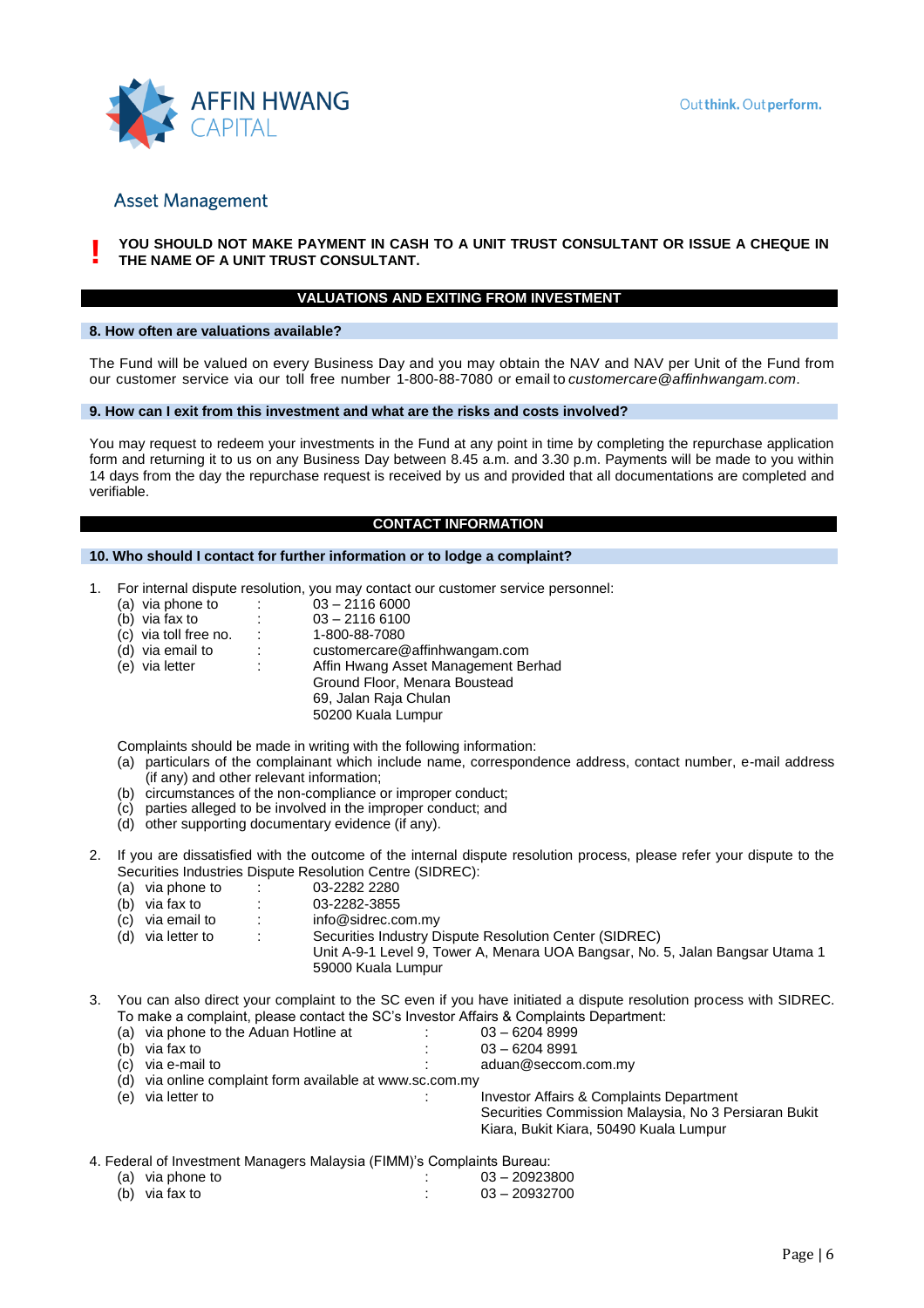**YOU SHOULD NOT MAKE PAYMENT IN CASH TO A UNIT TRUST CONSULTANT OR ISSUE A CHEQUE IN THE NAME OF A UNIT TRUST CONSULTANT.**

## VALUATIONS AND EXITING FROM INVESTMENT

### 8. How often are valuations available?

The Fund will be valued on every Business Day and you may obtain the NAV and NAV per Unit of the Fund from our customer service via our toll free number 1-800-88-7080 or email to *customercare@affinhwangam.com*.

### 9. How can I exit from this investment and what are the risks and costs involved?

You may request to redeem your investments in the Fund at any point in time by completing the repurchase application form and returning it to us on any Business Day between 8.45 a.m. and 3.30 p.m. Payments will be made to you within 14 days from the day the repurchase request is received by us and provided that all documentations are completed and verifiable.

## CONTACT INFORMATION

### 10. Who should I contact for further information or to lodge a complaint?

1. For internal dispute resolution, you may contact our customer service personnel:
   - (a) via phone to : 03 – 2116 6000
   - (b) via fax to : 03 – 2116 6100
   - (c) via toll free no. : 1-800-88-7080
   - (d) via email to : customercare@affinhwangam.com
   - (e) via letter : Affin Hwang Asset Management Berhad
     Ground Floor, Menara Boustead
     69, Jalan Raja Chulan
     50200 Kuala Lumpur

   Complaints should be made in writing with the following information:
   - (a) particulars of the complainant which include name, correspondence address, contact number, e-mail address (if any) and other relevant information;
   - (b) circumstances of the non-compliance or improper conduct;
   - (c) parties alleged to be involved in the improper conduct; and
   - (d) other supporting documentary evidence (if any).

2. If you are dissatisfied with the outcome of the internal dispute resolution process, please refer your dispute to the Securities Industries Dispute Resolution Centre (SIDREC):
   - (a) via phone to : 03-2282 2280
   - (b) via fax to : 03-2282-3855
   - (c) via email to : info@sidrec.com.my
   - (d) via letter to : Securities Industry Dispute Resolution Center (SIDREC)
     Unit A-9-1 Level 9, Tower A, Menara UOA Bangsar, No. 5, Jalan Bangsar Utama 1
     59000 Kuala Lumpur

3. You can also direct your complaint to the SC even if you have initiated a dispute resolution process with SIDREC. To make a complaint, please contact the SC's Investor Affairs & Complaints Department:
   - (a) via phone to the Aduan Hotline at : 03 – 6204 8999
   - (b) via fax to : 03 – 6204 8991
   - (c) via e-mail to : aduan@seccom.com.my
   - (d) via online complaint form available at www.sc.com.my
   - (e) via letter to : Investor Affairs & Complaints Department
     Securities Commission Malaysia, No 3 Persiaran Bukit Kiara, Bukit Kiara, 50490 Kuala Lumpur

4. Federal of Investment Managers Malaysia (FIMM)'s Complaints Bureau:
   - (a) via phone to : 03 – 20923800
   - (b) via fax to : 03 – 20932700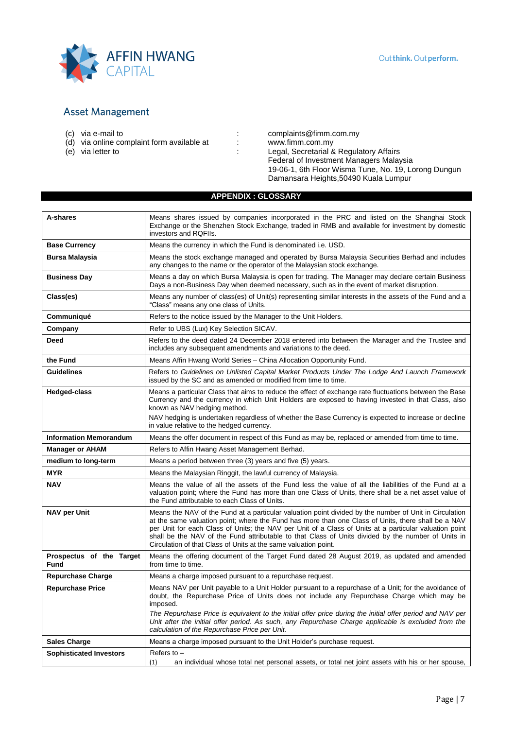(c) via e-mail to : complaints@fimm.com.my

(d) via online complaint form available at : www.fimm.com.my

(e) via letter to : Legal, Secretarial & Regulatory Affairs
Federal of Investment Managers Malaysia
19-06-1, 6th Floor Wisma Tune, No. 19, Lorong Dungun
Damansara Heights,50490 Kuala Lumpur

## APPENDIX : GLOSSARY

| | |
|---|---|
| **A-shares** | Means shares issued by companies incorporated in the PRC and listed on the Shanghai Stock Exchange or the Shenzhen Stock Exchange, traded in RMB and available for investment by domestic investors and RQFIIs. |
| **Base Currency** | Means the currency in which the Fund is denominated i.e. USD. |
| **Bursa Malaysia** | Means the stock exchange managed and operated by Bursa Malaysia Securities Berhad and includes any changes to the name or the operator of the Malaysian stock exchange. |
| **Business Day** | Means a day on which Bursa Malaysia is open for trading. The Manager may declare certain Business Days a non-Business Day when deemed necessary, such as in the event of market disruption. |
| **Class(es)** | Means any number of class(es) of Unit(s) representing similar interests in the assets of the Fund and a "Class" means any one class of Units. |
| **Communiqué** | Refers to the notice issued by the Manager to the Unit Holders. |
| **Company** | Refer to UBS (Lux) Key Selection SICAV. |
| **Deed** | Refers to the deed dated 24 December 2018 entered into between the Manager and the Trustee and includes any subsequent amendments and variations to the deed. |
| **the Fund** | Means Affin Hwang World Series – China Allocation Opportunity Fund. |
| **Guidelines** | Refers to *Guidelines on Unlisted Capital Market Products Under The Lodge And Launch Framework* issued by the SC and as amended or modified from time to time. |
| **Hedged-class** | Means a particular Class that aims to reduce the effect of exchange rate fluctuations between the Base Currency and the currency in which Unit Holders are exposed to having invested in that Class, also known as NAV hedging method.<br>NAV hedging is undertaken regardless of whether the Base Currency is expected to increase or decline in value relative to the hedged currency. |
| **Information Memorandum** | Means the offer document in respect of this Fund as may be, replaced or amended from time to time. |
| **Manager or AHAM** | Refers to Affin Hwang Asset Management Berhad. |
| **medium to long-term** | Means a period between three (3) years and five (5) years. |
| **MYR** | Means the Malaysian Ringgit, the lawful currency of Malaysia. |
| **NAV** | Means the value of all the assets of the Fund less the value of all the liabilities of the Fund at a valuation point; where the Fund has more than one Class of Units, there shall be a net asset value of the Fund attributable to each Class of Units. |
| **NAV per Unit** | Means the NAV of the Fund at a particular valuation point divided by the number of Unit in Circulation at the same valuation point; where the Fund has more than one Class of Units, there shall be a NAV per Unit for each Class of Units; the NAV per Unit of a Class of Units at a particular valuation point shall be the NAV of the Fund attributable to that Class of Units divided by the number of Units in Circulation of that Class of Units at the same valuation point. |
| **Prospectus of the Target Fund** | Means the offering document of the Target Fund dated 28 August 2019, as updated and amended from time to time. |
| **Repurchase Charge** | Means a charge imposed pursuant to a repurchase request. |
| **Repurchase Price** | Means NAV per Unit payable to a Unit Holder pursuant to a repurchase of a Unit; for the avoidance of doubt, the Repurchase Price of Units does not include any Repurchase Charge which may be imposed.<br>*The Repurchase Price is equivalent to the initial offer price during the initial offer period and NAV per Unit after the initial offer period. As such, any Repurchase Charge applicable is excluded from the calculation of the Repurchase Price per Unit.* |
| **Sales Charge** | Means a charge imposed pursuant to the Unit Holder's purchase request. |
| **Sophisticated Investors** | Refers to –<br>(1) an individual whose total net personal assets, or total net joint assets with his or her spouse, |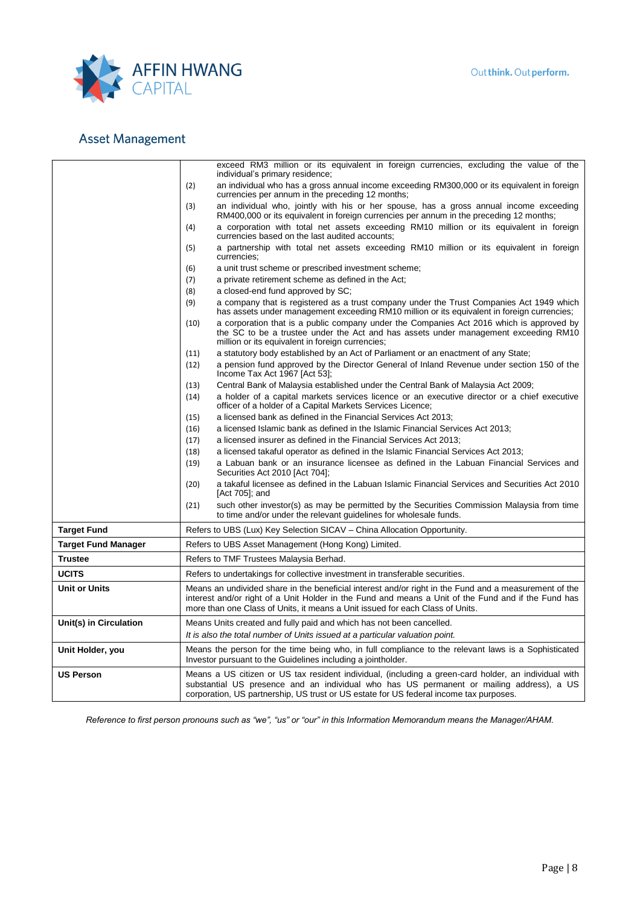| | |
|---|---|
| | exceed RM3 million or its equivalent in foreign currencies, excluding the value of the individual's primary residence;<br>(2) an individual who has a gross annual income exceeding RM300,000 or its equivalent in foreign currencies per annum in the preceding 12 months;<br>(3) an individual who, jointly with his or her spouse, has a gross annual income exceeding RM400,000 or its equivalent in foreign currencies per annum in the preceding 12 months;<br>(4) a corporation with total net assets exceeding RM10 million or its equivalent in foreign currencies based on the last audited accounts;<br>(5) a partnership with total net assets exceeding RM10 million or its equivalent in foreign currencies;<br>(6) a unit trust scheme or prescribed investment scheme;<br>(7) a private retirement scheme as defined in the Act;<br>(8) a closed-end fund approved by SC;<br>(9) a company that is registered as a trust company under the Trust Companies Act 1949 which has assets under management exceeding RM10 million or its equivalent in foreign currencies;<br>(10) a corporation that is a public company under the Companies Act 2016 which is approved by the SC to be a trustee under the Act and has assets under management exceeding RM10 million or its equivalent in foreign currencies;<br>(11) a statutory body established by an Act of Parliament or an enactment of any State;<br>(12) a pension fund approved by the Director General of Inland Revenue under section 150 of the Income Tax Act 1967 [Act 53];<br>(13) Central Bank of Malaysia established under the Central Bank of Malaysia Act 2009;<br>(14) a holder of a capital markets services licence or an executive director or a chief executive officer of a holder of a Capital Markets Services Licence;<br>(15) a licensed bank as defined in the Financial Services Act 2013;<br>(16) a licensed Islamic bank as defined in the Islamic Financial Services Act 2013;<br>(17) a licensed insurer as defined in the Financial Services Act 2013;<br>(18) a licensed takaful operator as defined in the Islamic Financial Services Act 2013;<br>(19) a Labuan bank or an insurance licensee as defined in the Labuan Financial Services and Securities Act 2010 [Act 704];<br>(20) a takaful licensee as defined in the Labuan Islamic Financial Services and Securities Act 2010 [Act 705]; and<br>(21) such other investor(s) as may be permitted by the Securities Commission Malaysia from time to time and/or under the relevant guidelines for wholesale funds. |
| **Target Fund** | Refers to UBS (Lux) Key Selection SICAV – China Allocation Opportunity. |
| **Target Fund Manager** | Refers to UBS Asset Management (Hong Kong) Limited. |
| **Trustee** | Refers to TMF Trustees Malaysia Berhad. |
| **UCITS** | Refers to undertakings for collective investment in transferable securities. |
| **Unit or Units** | Means an undivided share in the beneficial interest and/or right in the Fund and a measurement of the interest and/or right of a Unit Holder in the Fund and means a Unit of the Fund and if the Fund has more than one Class of Units, it means a Unit issued for each Class of Units. |
| **Unit(s) in Circulation** | Means Units created and fully paid and which has not been cancelled.<br>*It is also the total number of Units issued at a particular valuation point.* |
| **Unit Holder, you** | Means the person for the time being who, in full compliance to the relevant laws is a Sophisticated Investor pursuant to the Guidelines including a jointholder. |
| **US Person** | Means a US citizen or US tax resident individual, (including a green-card holder, an individual with substantial US presence and an individual who has US permanent or mailing address), a US corporation, US partnership, US trust or US estate for US federal income tax purposes. |

*Reference to first person pronouns such as "we", "us" or "our" in this Information Memorandum means the Manager/AHAM.*